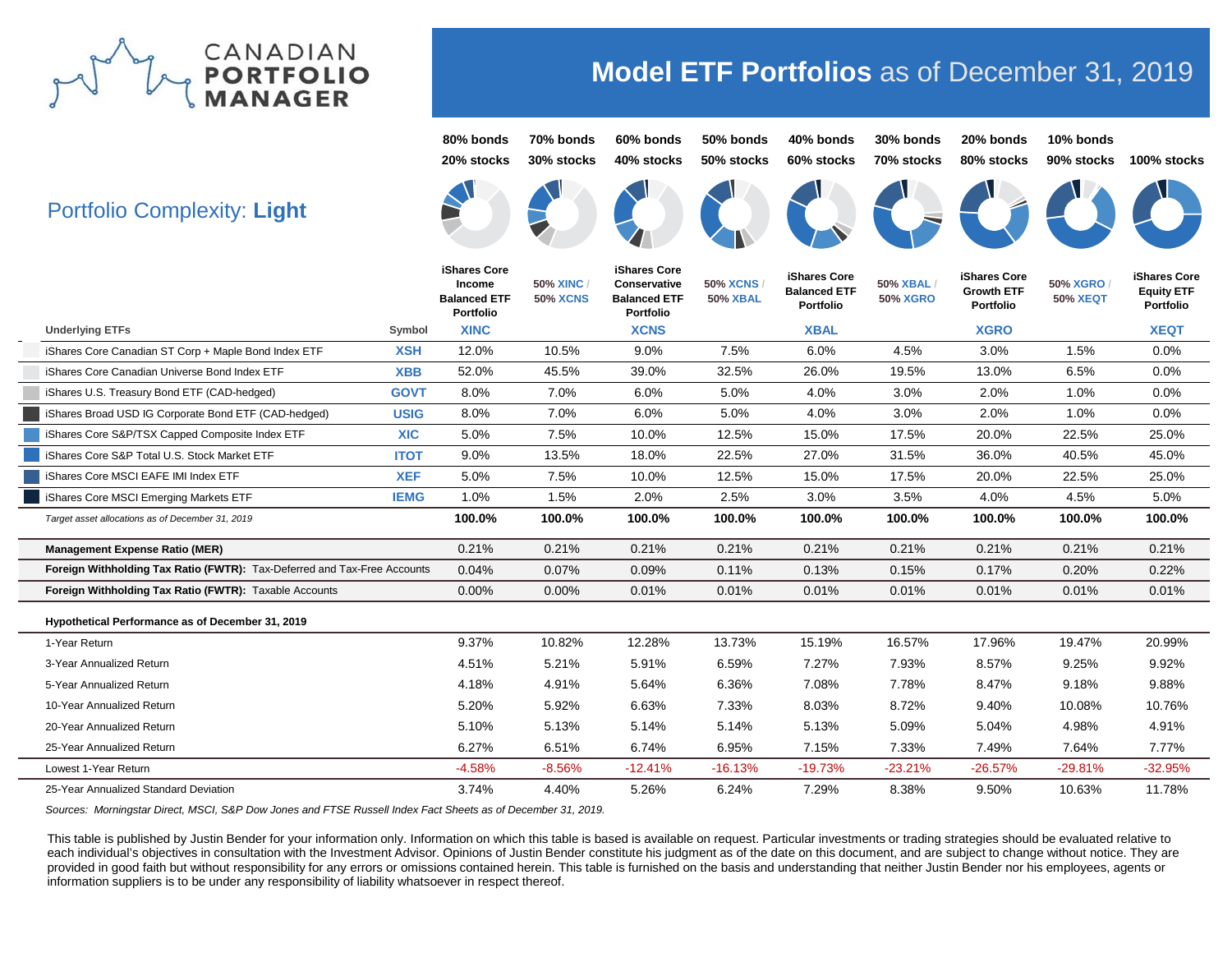# CANADIAN PORTFOLIO MANAGER

## Model ETF Portfolios as of December 31, 2019

### Portfolio Complexity: **Light**

| Underlying ETFs | Symbol | 80% bonds 20% stocks | 70% bonds 30% stocks | 60% bonds 40% stocks | 50% bonds 50% stocks | 40% bonds 60% stocks | 30% bonds 70% stocks | 20% bonds 80% stocks | 10% bonds 90% stocks | 100% stocks |
|---|---|---|---|---|---|---|---|---|---|---|
| | | iShares Core Income Balanced ETF Portfolio | 50% XINC / 50% XCNS | iShares Core Conservative Balanced ETF Portfolio | 50% XCNS / 50% XBAL | iShares Core Balanced ETF Portfolio | 50% XBAL / 50% XGRO | iShares Core Growth ETF Portfolio | 50% XGRO / 50% XEQT | iShares Core Equity ETF Portfolio |
| | | **XINC** | | **XCNS** | | **XBAL** | | **XGRO** | | **XEQT** |
| iShares Core Canadian ST Corp + Maple Bond Index ETF | **XSH** | 12.0% | 10.5% | 9.0% | 7.5% | 6.0% | 4.5% | 3.0% | 1.5% | 0.0% |
| iShares Core Canadian Universe Bond Index ETF | **XBB** | 52.0% | 45.5% | 39.0% | 32.5% | 26.0% | 19.5% | 13.0% | 6.5% | 0.0% |
| iShares U.S. Treasury Bond ETF (CAD-hedged) | **GOVT** | 8.0% | 7.0% | 6.0% | 5.0% | 4.0% | 3.0% | 2.0% | 1.0% | 0.0% |
| iShares Broad USD IG Corporate Bond ETF (CAD-hedged) | **USIG** | 8.0% | 7.0% | 6.0% | 5.0% | 4.0% | 3.0% | 2.0% | 1.0% | 0.0% |
| iShares Core S&P/TSX Capped Composite Index ETF | **XIC** | 5.0% | 7.5% | 10.0% | 12.5% | 15.0% | 17.5% | 20.0% | 22.5% | 25.0% |
| iShares Core S&P Total U.S. Stock Market ETF | **ITOT** | 9.0% | 13.5% | 18.0% | 22.5% | 27.0% | 31.5% | 36.0% | 40.5% | 45.0% |
| iShares Core MSCI EAFE IMI Index ETF | **XEF** | 5.0% | 7.5% | 10.0% | 12.5% | 15.0% | 17.5% | 20.0% | 22.5% | 25.0% |
| iShares Core MSCI Emerging Markets ETF | **IEMG** | 1.0% | 1.5% | 2.0% | 2.5% | 3.0% | 3.5% | 4.0% | 4.5% | 5.0% |
| *Target asset allocations as of December 31, 2019* | | **100.0%** | **100.0%** | **100.0%** | **100.0%** | **100.0%** | **100.0%** | **100.0%** | **100.0%** | **100.0%** |
| **Management Expense Ratio (MER)** | | 0.21% | 0.21% | 0.21% | 0.21% | 0.21% | 0.21% | 0.21% | 0.21% | 0.21% |
| **Foreign Withholding Tax Ratio (FWTR):** Tax-Deferred and Tax-Free Accounts | | 0.04% | 0.07% | 0.09% | 0.11% | 0.13% | 0.15% | 0.17% | 0.20% | 0.22% |
| **Foreign Withholding Tax Ratio (FWTR):** Taxable Accounts | | 0.00% | 0.00% | 0.01% | 0.01% | 0.01% | 0.01% | 0.01% | 0.01% | 0.01% |
| **Hypothetical Performance as of December 31, 2019** | | | | | | | | | | |
| 1-Year Return | | 9.37% | 10.82% | 12.28% | 13.73% | 15.19% | 16.57% | 17.96% | 19.47% | 20.99% |
| 3-Year Annualized Return | | 4.51% | 5.21% | 5.91% | 6.59% | 7.27% | 7.93% | 8.57% | 9.25% | 9.92% |
| 5-Year Annualized Return | | 4.18% | 4.91% | 5.64% | 6.36% | 7.08% | 7.78% | 8.47% | 9.18% | 9.88% |
| 10-Year Annualized Return | | 5.20% | 5.92% | 6.63% | 7.33% | 8.03% | 8.72% | 9.40% | 10.08% | 10.76% |
| 20-Year Annualized Return | | 5.10% | 5.13% | 5.14% | 5.14% | 5.13% | 5.09% | 5.04% | 4.98% | 4.91% |
| 25-Year Annualized Return | | 6.27% | 6.51% | 6.74% | 6.95% | 7.15% | 7.33% | 7.49% | 7.64% | 7.77% |
| Lowest 1-Year Return | | -4.58% | -8.56% | -12.41% | -16.13% | -19.73% | -23.21% | -26.57% | -29.81% | -32.95% |
| 25-Year Annualized Standard Deviation | | 3.74% | 4.40% | 5.26% | 6.24% | 7.29% | 8.38% | 9.50% | 10.63% | 11.78% |

*Sources: Morningstar Direct, MSCI, S&P Dow Jones and FTSE Russell Index Fact Sheets as of December 31, 2019.*

This table is published by Justin Bender for your information only. Information on which this table is based is available on request. Particular investments or trading strategies should be evaluated relative to each individual's objectives in consultation with the Investment Advisor. Opinions of Justin Bender constitute his judgment as of the date on this document, and are subject to change without notice. They are provided in good faith but without responsibility for any errors or omissions contained herein. This table is furnished on the basis and understanding that neither Justin Bender nor his employees, agents or information suppliers is to be under any responsibility of liability whatsoever in respect thereof.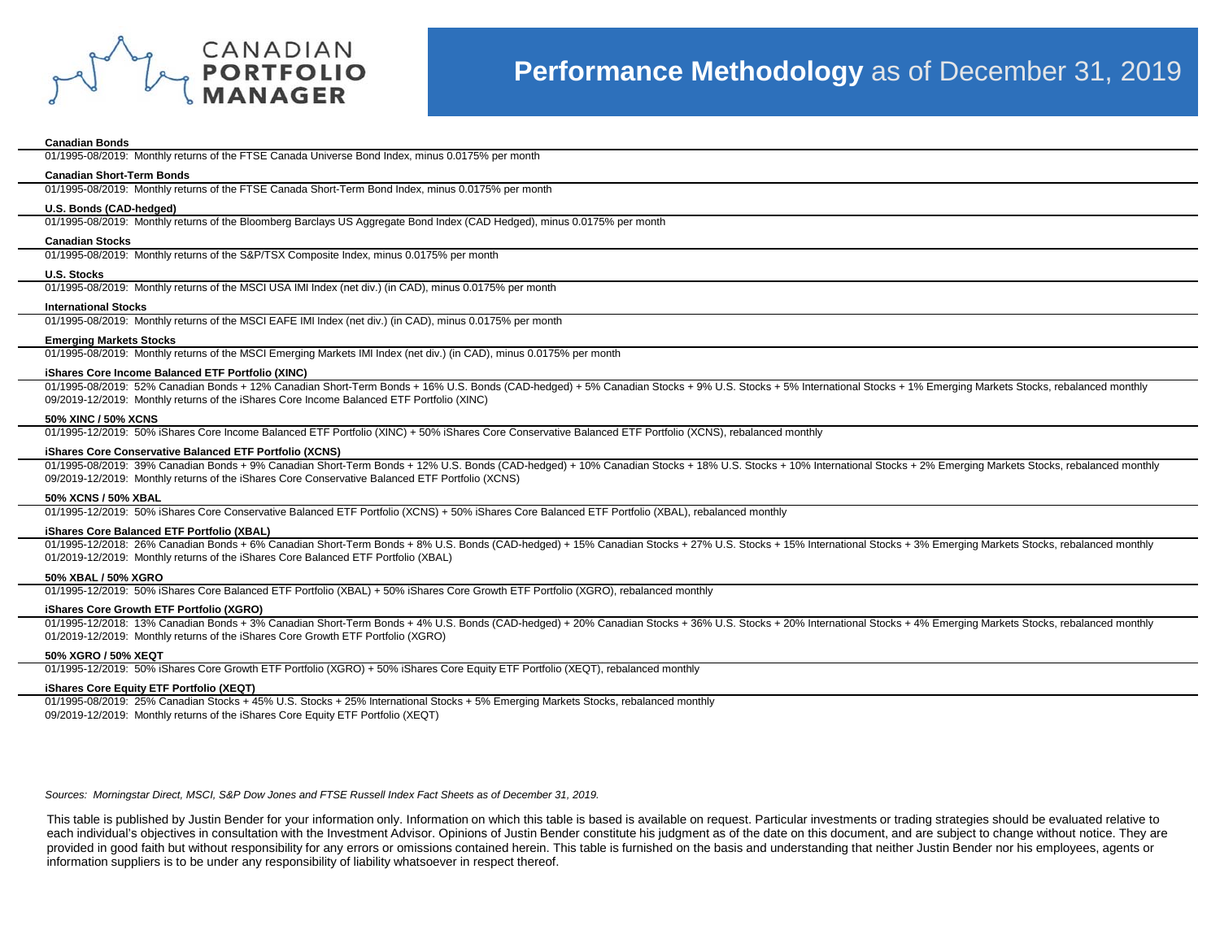CANADIAN PORTFOLIO MANAGER

# Performance Methodology as of December 31, 2019

**Canadian Bonds**

01/1995-08/2019: Monthly returns of the FTSE Canada Universe Bond Index, minus 0.0175% per month

**Canadian Short-Term Bonds**

01/1995-08/2019: Monthly returns of the FTSE Canada Short-Term Bond Index, minus 0.0175% per month

**U.S. Bonds (CAD-hedged)**

01/1995-08/2019: Monthly returns of the Bloomberg Barclays US Aggregate Bond Index (CAD Hedged), minus 0.0175% per month

**Canadian Stocks**

01/1995-08/2019: Monthly returns of the S&P/TSX Composite Index, minus 0.0175% per month

**U.S. Stocks**

01/1995-08/2019: Monthly returns of the MSCI USA IMI Index (net div.) (in CAD), minus 0.0175% per month

**International Stocks**

01/1995-08/2019: Monthly returns of the MSCI EAFE IMI Index (net div.) (in CAD), minus 0.0175% per month

**Emerging Markets Stocks**

01/1995-08/2019: Monthly returns of the MSCI Emerging Markets IMI Index (net div.) (in CAD), minus 0.0175% per month

**iShares Core Income Balanced ETF Portfolio (XINC)**

01/1995-08/2019: 52% Canadian Bonds + 12% Canadian Short-Term Bonds + 16% U.S. Bonds (CAD-hedged) + 5% Canadian Stocks + 9% U.S. Stocks + 5% International Stocks + 1% Emerging Markets Stocks, rebalanced monthly
09/2019-12/2019: Monthly returns of the iShares Core Income Balanced ETF Portfolio (XINC)

**50% XINC / 50% XCNS**

01/1995-12/2019: 50% iShares Core Income Balanced ETF Portfolio (XINC) + 50% iShares Core Conservative Balanced ETF Portfolio (XCNS), rebalanced monthly

**iShares Core Conservative Balanced ETF Portfolio (XCNS)**

01/1995-08/2019: 39% Canadian Bonds + 9% Canadian Short-Term Bonds + 12% U.S. Bonds (CAD-hedged) + 10% Canadian Stocks + 18% U.S. Stocks + 10% International Stocks + 2% Emerging Markets Stocks, rebalanced monthly
09/2019-12/2019: Monthly returns of the iShares Core Conservative Balanced ETF Portfolio (XCNS)

**50% XCNS / 50% XBAL**

01/1995-12/2019: 50% iShares Core Conservative Balanced ETF Portfolio (XCNS) + 50% iShares Core Balanced ETF Portfolio (XBAL), rebalanced monthly

**iShares Core Balanced ETF Portfolio (XBAL)**

01/1995-12/2018: 26% Canadian Bonds + 6% Canadian Short-Term Bonds + 8% U.S. Bonds (CAD-hedged) + 15% Canadian Stocks + 27% U.S. Stocks + 15% International Stocks + 3% Emerging Markets Stocks, rebalanced monthly
01/2019-12/2019: Monthly returns of the iShares Core Balanced ETF Portfolio (XBAL)

**50% XBAL / 50% XGRO**

01/1995-12/2019: 50% iShares Core Balanced ETF Portfolio (XBAL) + 50% iShares Core Growth ETF Portfolio (XGRO), rebalanced monthly

**iShares Core Growth ETF Portfolio (XGRO)**

01/1995-12/2018: 13% Canadian Bonds + 3% Canadian Short-Term Bonds + 4% U.S. Bonds (CAD-hedged) + 20% Canadian Stocks + 36% U.S. Stocks + 20% International Stocks + 4% Emerging Markets Stocks, rebalanced monthly
01/2019-12/2019: Monthly returns of the iShares Core Growth ETF Portfolio (XGRO)

**50% XGRO / 50% XEQT**

01/1995-12/2019: 50% iShares Core Growth ETF Portfolio (XGRO) + 50% iShares Core Equity ETF Portfolio (XEQT), rebalanced monthly

**iShares Core Equity ETF Portfolio (XEQT)**

01/1995-08/2019: 25% Canadian Stocks + 45% U.S. Stocks + 25% International Stocks + 5% Emerging Markets Stocks, rebalanced monthly
09/2019-12/2019: Monthly returns of the iShares Core Equity ETF Portfolio (XEQT)

*Sources: Morningstar Direct, MSCI, S&P Dow Jones and FTSE Russell Index Fact Sheets as of December 31, 2019.*

This table is published by Justin Bender for your information only. Information on which this table is based is available on request. Particular investments or trading strategies should be evaluated relative to each individual's objectives in consultation with the Investment Advisor. Opinions of Justin Bender constitute his judgment as of the date on this document, and are subject to change without notice. They are provided in good faith but without responsibility for any errors or omissions contained herein. This table is furnished on the basis and understanding that neither Justin Bender nor his employees, agents or information suppliers is to be under any responsibility of liability whatsoever in respect thereof.